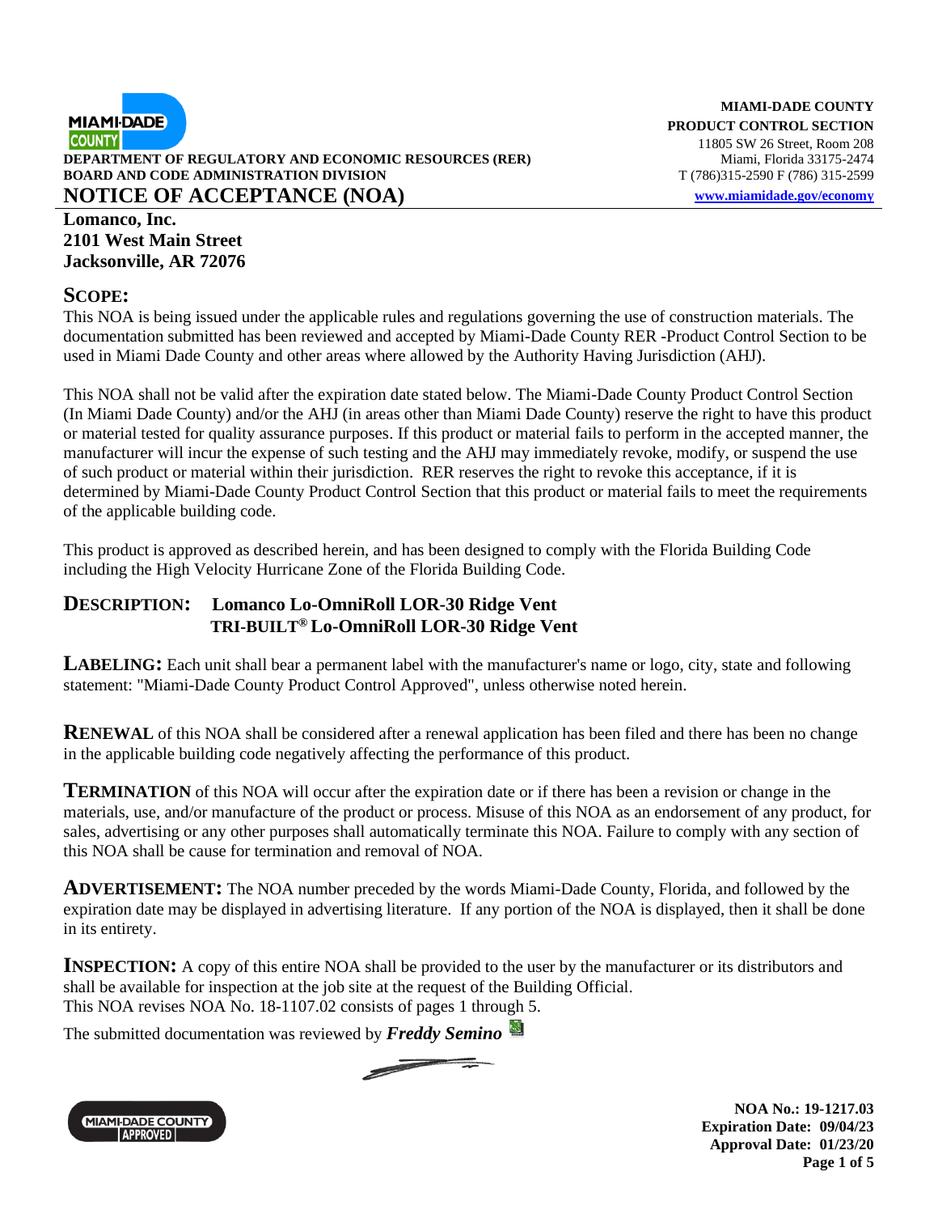**MIAMI-DADE COUNTY**
**PRODUCT CONTROL SECTION**
11805 SW 26 Street, Room 208
Miami, Florida 33175-2474
T (786)315-2590 F (786) 315-2599
www.miamidade.gov/economy

**DEPARTMENT OF REGULATORY AND ECONOMIC RESOURCES (RER)**
**BOARD AND CODE ADMINISTRATION DIVISION**

# NOTICE OF ACCEPTANCE (NOA)

**Lomanco, Inc.**
**2101 West Main Street**
**Jacksonville, AR 72076**

## SCOPE:

This NOA is being issued under the applicable rules and regulations governing the use of construction materials. The documentation submitted has been reviewed and accepted by Miami-Dade County RER -Product Control Section to be used in Miami Dade County and other areas where allowed by the Authority Having Jurisdiction (AHJ).

This NOA shall not be valid after the expiration date stated below. The Miami-Dade County Product Control Section (In Miami Dade County) and/or the AHJ (in areas other than Miami Dade County) reserve the right to have this product or material tested for quality assurance purposes. If this product or material fails to perform in the accepted manner, the manufacturer will incur the expense of such testing and the AHJ may immediately revoke, modify, or suspend the use of such product or material within their jurisdiction. RER reserves the right to revoke this acceptance, if it is determined by Miami-Dade County Product Control Section that this product or material fails to meet the requirements of the applicable building code.

This product is approved as described herein, and has been designed to comply with the Florida Building Code including the High Velocity Hurricane Zone of the Florida Building Code.

## DESCRIPTION: Lomanco Lo-OmniRoll LOR-30 Ridge Vent
## TRI-BUILT® Lo-OmniRoll LOR-30 Ridge Vent

**LABELING:** Each unit shall bear a permanent label with the manufacturer's name or logo, city, state and following statement: "Miami-Dade County Product Control Approved", unless otherwise noted herein.

**RENEWAL** of this NOA shall be considered after a renewal application has been filed and there has been no change in the applicable building code negatively affecting the performance of this product.

**TERMINATION** of this NOA will occur after the expiration date or if there has been a revision or change in the materials, use, and/or manufacture of the product or process. Misuse of this NOA as an endorsement of any product, for sales, advertising or any other purposes shall automatically terminate this NOA. Failure to comply with any section of this NOA shall be cause for termination and removal of NOA.

**ADVERTISEMENT:** The NOA number preceded by the words Miami-Dade County, Florida, and followed by the expiration date may be displayed in advertising literature. If any portion of the NOA is displayed, then it shall be done in its entirety.

**INSPECTION:** A copy of this entire NOA shall be provided to the user by the manufacturer or its distributors and shall be available for inspection at the job site at the request of the Building Official.
This NOA revises NOA No. 18-1107.02 consists of pages 1 through 5.

The submitted documentation was reviewed by ***Freddy Semino***

**NOA No.: 19-1217.03**
**Expiration Date: 09/04/23**
**Approval Date: 01/23/20**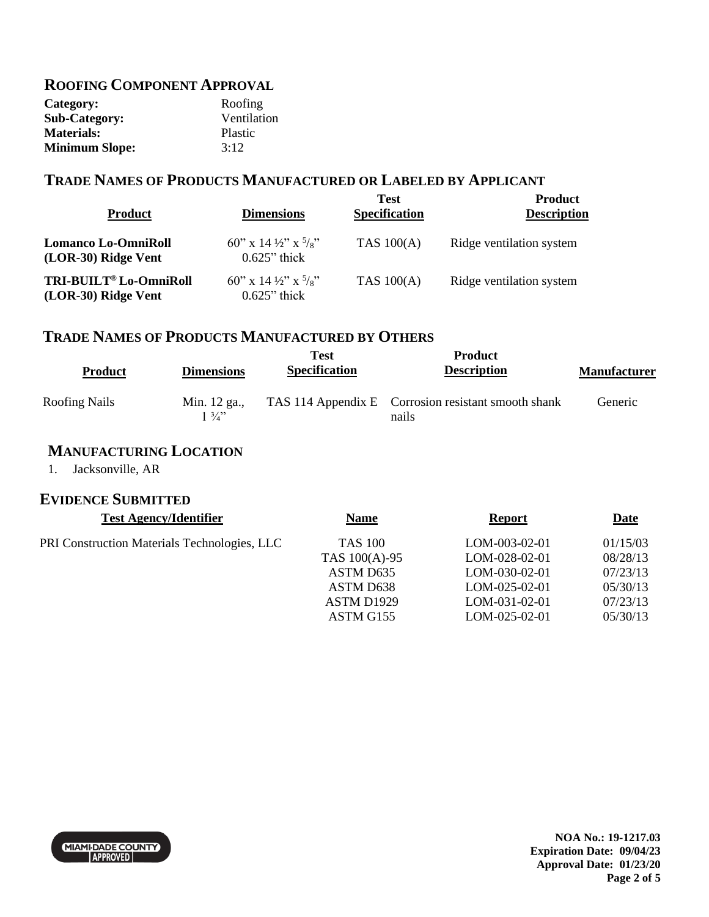## ROOFING COMPONENT APPROVAL

| | |
|---|---|
| **Category:** | Roofing |
| **Sub-Category:** | Ventilation |
| **Materials:** | Plastic |
| **Minimum Slope:** | 3:12 |

## TRADE NAMES OF PRODUCTS MANUFACTURED OR LABELED BY APPLICANT

| Product | Dimensions | Test Specification | Product Description |
|---|---|---|---|
| **Lomanco Lo-OmniRoll (LOR-30) Ridge Vent** | 60" x 14 ½" x ⅝" 0.625" thick | TAS 100(A) | Ridge ventilation system |
| **TRI-BUILT® Lo-OmniRoll (LOR-30) Ridge Vent** | 60" x 14 ½" x ⅝" 0.625" thick | TAS 100(A) | Ridge ventilation system |

## TRADE NAMES OF PRODUCTS MANUFACTURED BY OTHERS

| Product | Dimensions | Test Specification | Product Description | Manufacturer |
|---|---|---|---|---|
| Roofing Nails | Min. 12 ga., 1 ¾" | TAS 114 Appendix E | Corrosion resistant smooth shank nails | Generic |

## MANUFACTURING LOCATION

1. Jacksonville, AR

## EVIDENCE SUBMITTED

| Test Agency/Identifier | Name | Report | Date |
|---|---|---|---|
| PRI Construction Materials Technologies, LLC | TAS 100 | LOM-003-02-01 | 01/15/03 |
| | TAS 100(A)-95 | LOM-028-02-01 | 08/28/13 |
| | ASTM D635 | LOM-030-02-01 | 07/23/13 |
| | ASTM D638 | LOM-025-02-01 | 05/30/13 |
| | ASTM D1929 | LOM-031-02-01 | 07/23/13 |
| | ASTM G155 | LOM-025-02-01 | 05/30/13 |

MIAMI-DADE COUNTY APPROVED

**NOA No.: 19-1217.03**
**Expiration Date: 09/04/23**
**Approval Date: 01/23/20**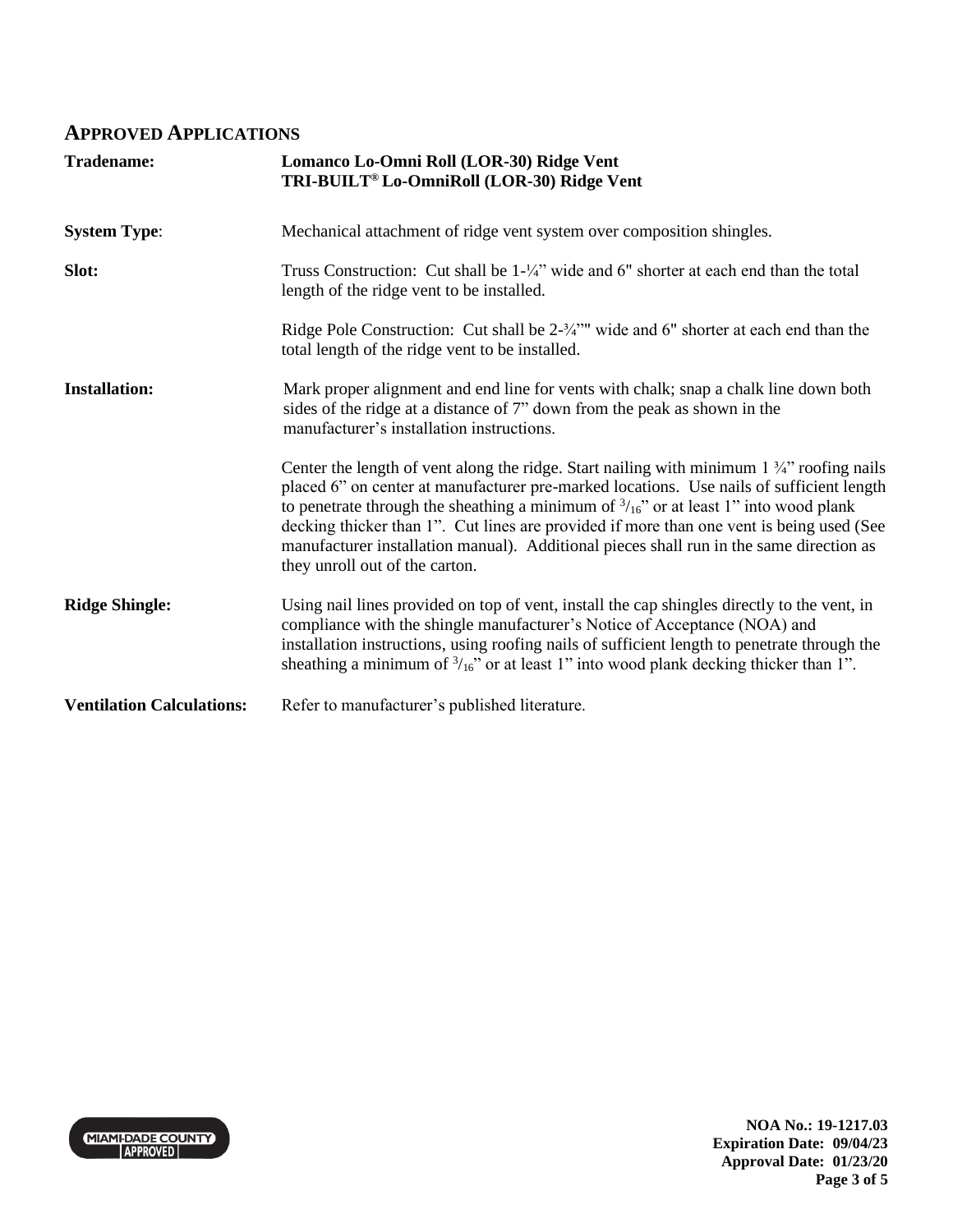## APPROVED APPLICATIONS

**Tradename:** **Lomanco Lo-Omni Roll (LOR-30) Ridge Vent**
**TRI-BUILT® Lo-OmniRoll (LOR-30) Ridge Vent**

**System Type**: Mechanical attachment of ridge vent system over composition shingles.

**Slot:** Truss Construction: Cut shall be 1-¼" wide and 6" shorter at each end than the total length of the ridge vent to be installed.

Ridge Pole Construction: Cut shall be 2-¾"" wide and 6" shorter at each end than the total length of the ridge vent to be installed.

**Installation:** Mark proper alignment and end line for vents with chalk; snap a chalk line down both sides of the ridge at a distance of 7" down from the peak as shown in the manufacturer's installation instructions.

Center the length of vent along the ridge. Start nailing with minimum 1 ¾" roofing nails placed 6" on center at manufacturer pre-marked locations. Use nails of sufficient length to penetrate through the sheathing a minimum of $^{3}/_{16}$" or at least 1" into wood plank decking thicker than 1". Cut lines are provided if more than one vent is being used (See manufacturer installation manual). Additional pieces shall run in the same direction as they unroll out of the carton.

**Ridge Shingle:** Using nail lines provided on top of vent, install the cap shingles directly to the vent, in compliance with the shingle manufacturer's Notice of Acceptance (NOA) and installation instructions, using roofing nails of sufficient length to penetrate through the sheathing a minimum of $^{3}/_{16}$" or at least 1" into wood plank decking thicker than 1".

**Ventilation Calculations:** Refer to manufacturer's published literature.

**NOA No.: 19-1217.03**
**Expiration Date: 09/04/23**
**Approval Date: 01/23/20**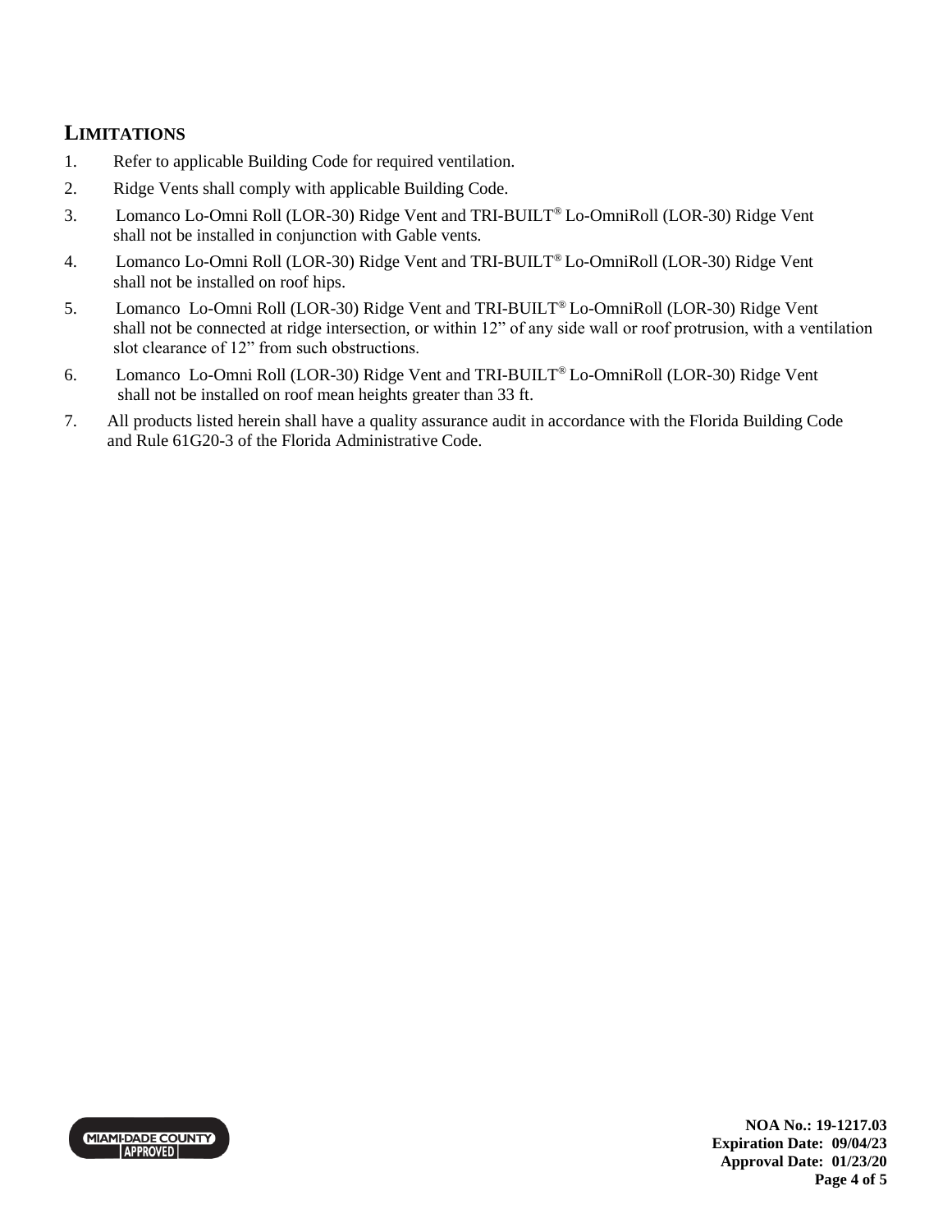## LIMITATIONS

1. Refer to applicable Building Code for required ventilation.
2. Ridge Vents shall comply with applicable Building Code.
3. Lomanco Lo-Omni Roll (LOR-30) Ridge Vent and TRI-BUILT® Lo-OmniRoll (LOR-30) Ridge Vent shall not be installed in conjunction with Gable vents.
4. Lomanco Lo-Omni Roll (LOR-30) Ridge Vent and TRI-BUILT® Lo-OmniRoll (LOR-30) Ridge Vent shall not be installed on roof hips.
5. Lomanco Lo-Omni Roll (LOR-30) Ridge Vent and TRI-BUILT® Lo-OmniRoll (LOR-30) Ridge Vent shall not be connected at ridge intersection, or within 12" of any side wall or roof protrusion, with a ventilation slot clearance of 12" from such obstructions.
6. Lomanco Lo-Omni Roll (LOR-30) Ridge Vent and TRI-BUILT® Lo-OmniRoll (LOR-30) Ridge Vent shall not be installed on roof mean heights greater than 33 ft.
7. All products listed herein shall have a quality assurance audit in accordance with the Florida Building Code and Rule 61G20-3 of the Florida Administrative Code.

MIAMI-DADE COUNTY APPROVED

**NOA No.: 19-1217.03**
**Expiration Date: 09/04/23**
**Approval Date: 01/23/20**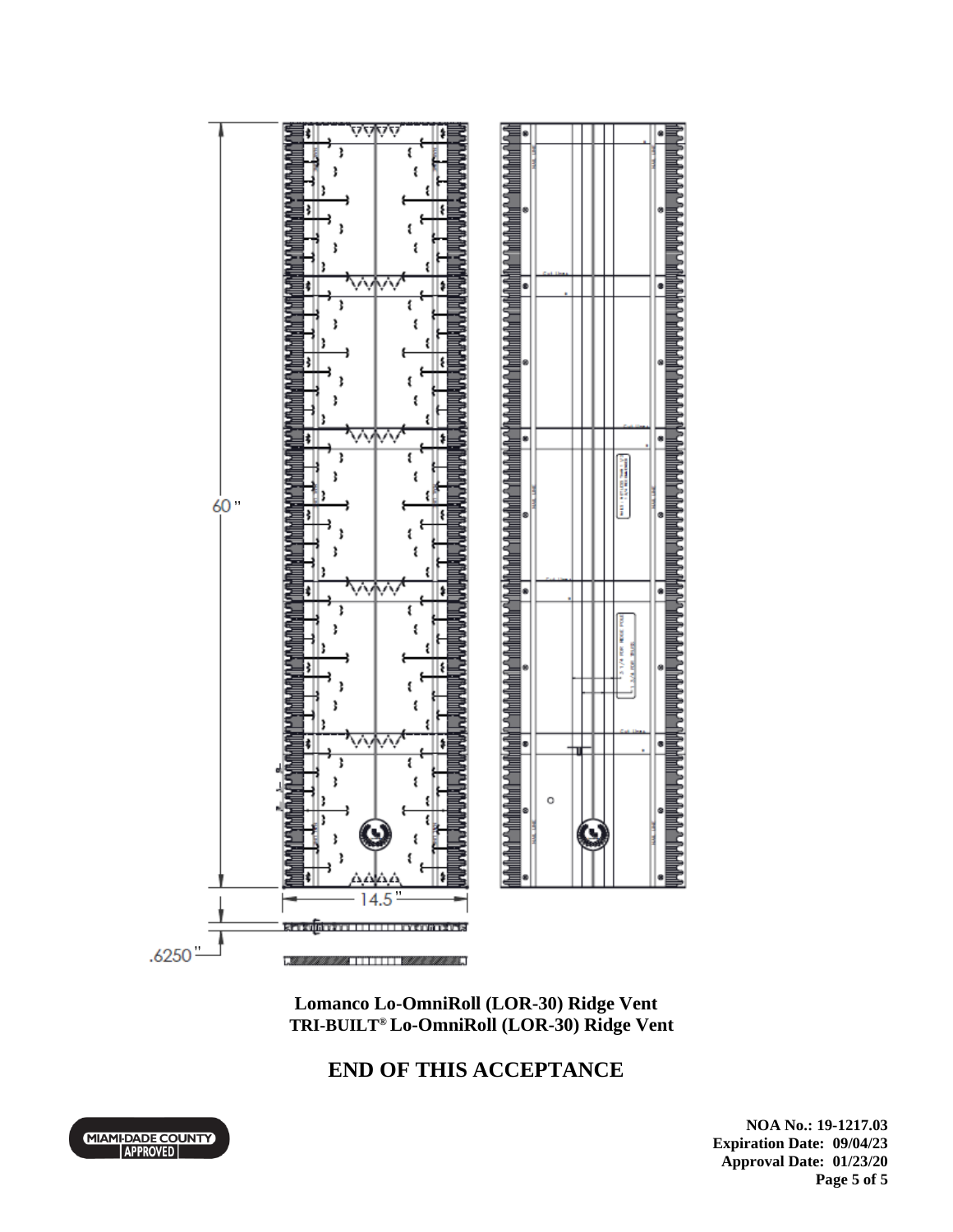60"

14.5"

.6250"

**Lomanco Lo-OmniRoll (LOR-30) Ridge Vent**
**TRI-BUILT® Lo-OmniRoll (LOR-30) Ridge Vent**

## END OF THIS ACCEPTANCE

MIAMI-DADE COUNTY APPROVED

**NOA No.: 19-1217.03**
**Expiration Date: 09/04/23**
**Approval Date: 01/23/20**